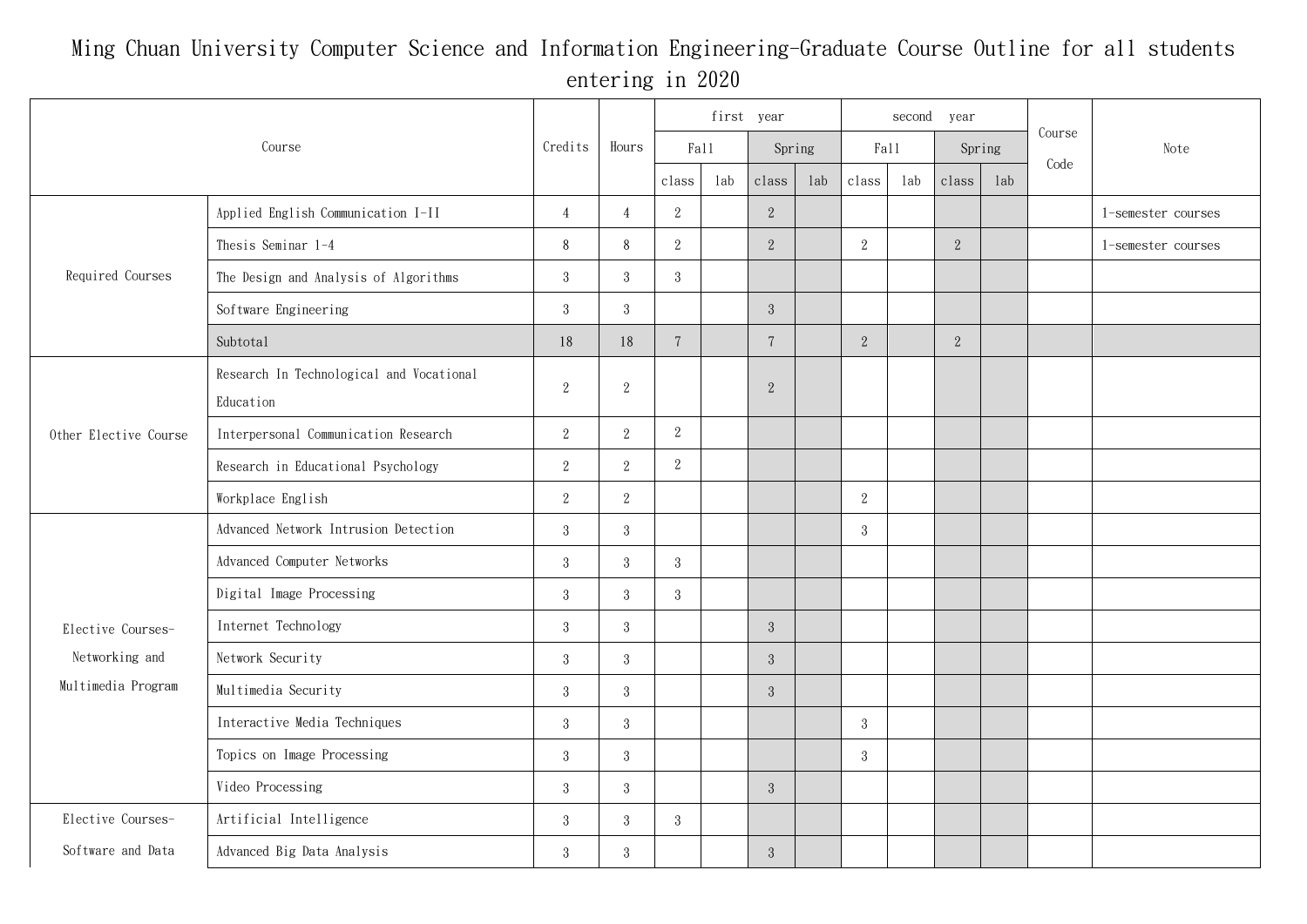# Ming Chuan University Computer Science and Information Engineering-Graduate Course Outline for all students entering in 2020

| Course | | Credits | Hours | first year | | | | second year | | | | Course Code | Note |
|---|---|---|---|---|---|---|---|---|---|---|---|---|---|
| | | | | Fall | | Spring | | Fall | | Spring | | | |
| | | | | class | lab | class | lab | class | lab | class | lab | | |
| Required Courses | Applied English Communication I-II | 4 | 4 | 2 | | 2 | | | | | | | 1-semester courses |
| | Thesis Seminar 1-4 | 8 | 8 | 2 | | 2 | | 2 | | 2 | | | 1-semester courses |
| | The Design and Analysis of Algorithms | 3 | 3 | 3 | | | | | | | | | |
| | Software Engineering | 3 | 3 | | | 3 | | | | | | | |
| | Subtotal | 18 | 18 | 7 | | 7 | | 2 | | 2 | | | |
| Other Elective Course | Research In Technological and Vocational Education | 2 | 2 | | | 2 | | | | | | | |
| | Interpersonal Communication Research | 2 | 2 | 2 | | | | | | | | | |
| | Research in Educational Psychology | 2 | 2 | 2 | | | | | | | | | |
| | Workplace English | 2 | 2 | | | | | 2 | | | | | |
| Elective Courses-Networking and Multimedia Program | Advanced Network Intrusion Detection | 3 | 3 | | | | | 3 | | | | | |
| | Advanced Computer Networks | 3 | 3 | 3 | | | | | | | | | |
| | Digital Image Processing | 3 | 3 | 3 | | | | | | | | | |
| | Internet Technology | 3 | 3 | | | 3 | | | | | | | |
| | Network Security | 3 | 3 | | | 3 | | | | | | | |
| | Multimedia Security | 3 | 3 | | | 3 | | | | | | | |
| | Interactive Media Techniques | 3 | 3 | | | | | 3 | | | | | |
| | Topics on Image Processing | 3 | 3 | | | | | 3 | | | | | |
| | Video Processing | 3 | 3 | | | 3 | | | | | | | |
| Elective Courses-Software and Data | Artificial Intelligence | 3 | 3 | 3 | | | | | | | | | |
| | Advanced Big Data Analysis | 3 | 3 | | | 3 | | | | | | | |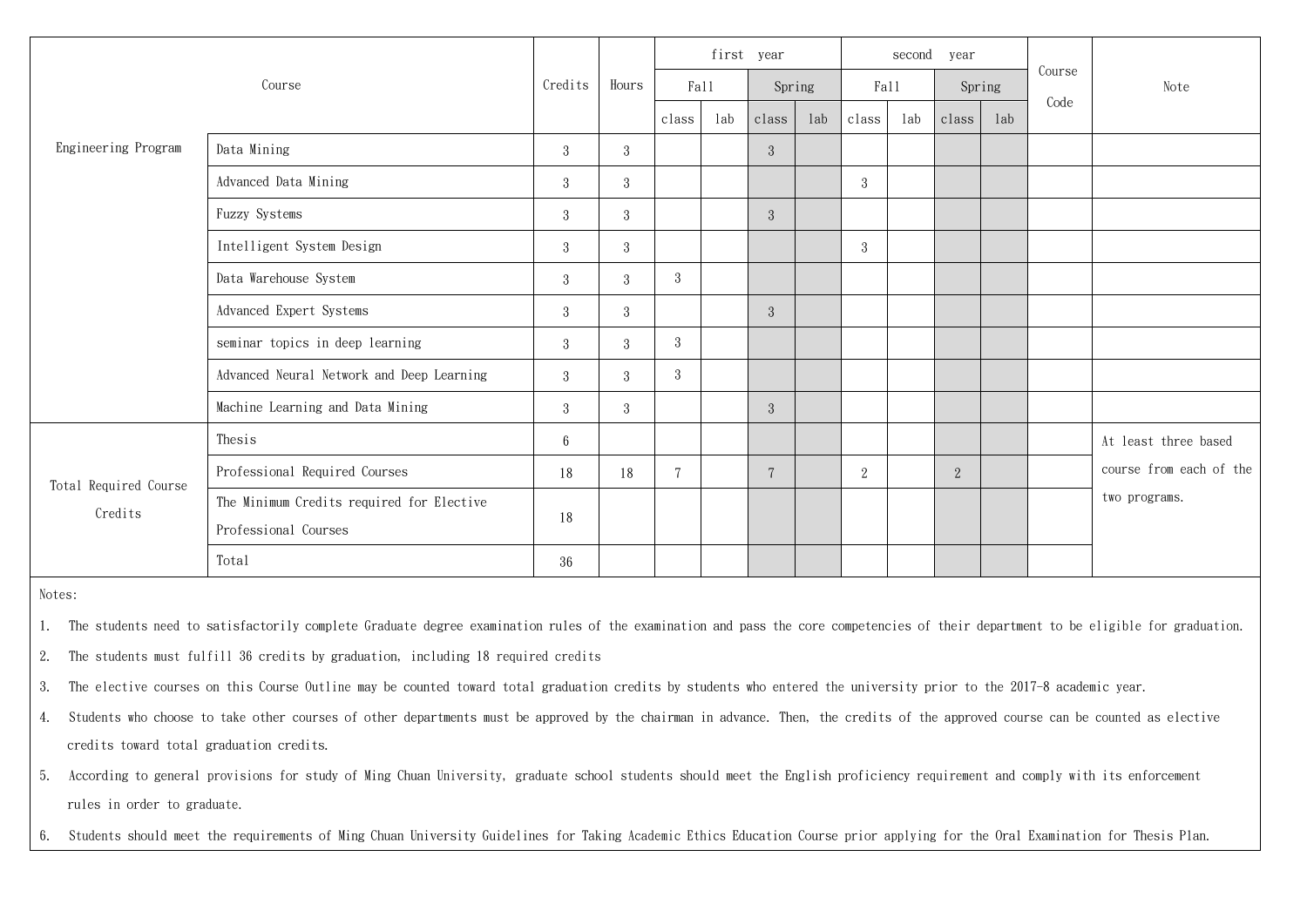| Course | | Credits | Hours | first year | | | | second year | | | | Course Code | Note |
|---|---|---|---|---|---|---|---|---|---|---|---|---|---|
| | | | | Fall | | Spring | | Fall | | Spring | | | |
| | | | | class | lab | class | lab | class | lab | class | lab | | |
| Engineering Program | Data Mining | 3 | 3 | | | 3 | | | | | | | |
| | Advanced Data Mining | 3 | 3 | | | | | 3 | | | | | |
| | Fuzzy Systems | 3 | 3 | | | 3 | | | | | | | |
| | Intelligent System Design | 3 | 3 | | | | | 3 | | | | | |
| | Data Warehouse System | 3 | 3 | 3 | | | | | | | | | |
| | Advanced Expert Systems | 3 | 3 | | | 3 | | | | | | | |
| | seminar topics in deep learning | 3 | 3 | 3 | | | | | | | | | |
| | Advanced Neural Network and Deep Learning | 3 | 3 | 3 | | | | | | | | | |
| | Machine Learning and Data Mining | 3 | 3 | | | 3 | | | | | | | |
| Total Required Course Credits | Thesis | 6 | | | | | | | | | | | At least three based course from each of the two programs. |
| | Professional Required Courses | 18 | 18 | 7 | | 7 | | 2 | | 2 | | | |
| | The Minimum Credits required for Elective Professional Courses | 18 | | | | | | | | | | | |
| | Total | 36 | | | | | | | | | | | |

Notes:

1. The students need to satisfactorily complete Graduate degree examination rules of the examination and pass the core competencies of their department to be eligible for graduation.
2. The students must fulfill 36 credits by graduation, including 18 required credits
3. The elective courses on this Course Outline may be counted toward total graduation credits by students who entered the university prior to the 2017-8 academic year.
4. Students who choose to take other courses of other departments must be approved by the chairman in advance. Then, the credits of the approved course can be counted as elective credits toward total graduation credits.
5. According to general provisions for study of Ming Chuan University, graduate school students should meet the English proficiency requirement and comply with its enforcement rules in order to graduate.
6. Students should meet the requirements of Ming Chuan University Guidelines for Taking Academic Ethics Education Course prior applying for the Oral Examination for Thesis Plan.